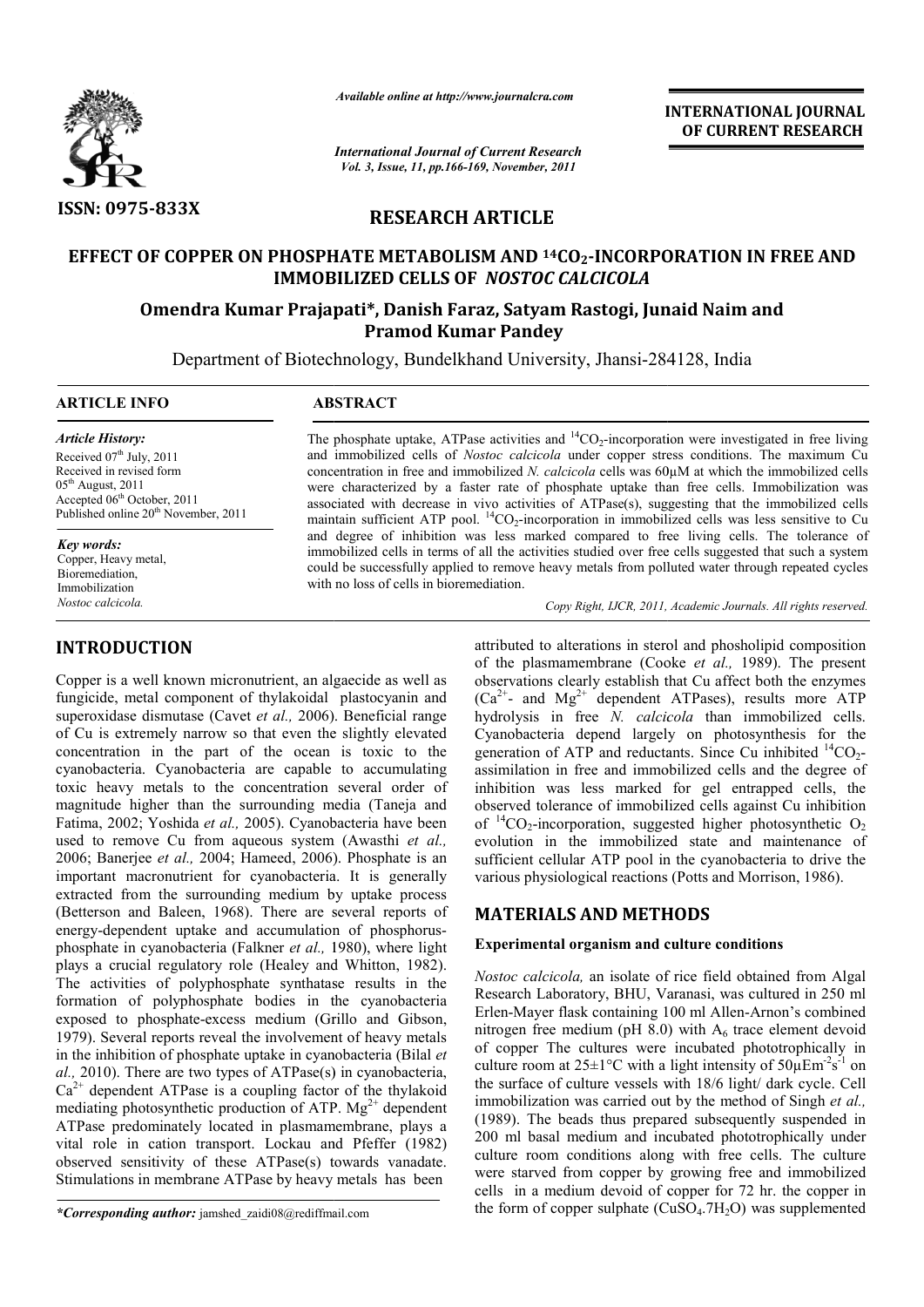**RESEARCH ARTICLE**

# EFFECT OF COPPER ON PHOSPHATE METABOLISM AND $^{14}CO_2$-INCORPORATION IN FREE AND IMMOBILIZED CELLS OF *NOSTOC CALCICOLA*

**Omendra Kumar Prajapati\*, Danish Faraz, Satyam Rastogi, Junaid Naim and Pramod Kumar Pandey**

Department of Biotechnology, Bundelkhand University, Jhansi-284128, India

**ARTICLE INFO**

*Article History:*
Received 07th July, 2011
Received in revised form 05th August, 2011
Accepted 06th October, 2011
Published online 20th November, 2011

*Key words:*
Copper, Heavy metal, Bioremediation, Immobilization
*Nostoc calcicola.*

**ABSTRACT**

The phosphate uptake, ATPase activities and $^{14}CO_2$-incorporation were investigated in free living and immobilized cells of *Nostoc calcicola* under copper stress conditions. The maximum Cu concentration in free and immobilized *N. calcicola* cells was 60μM at which the immobilized cells were characterized by a faster rate of phosphate uptake than free cells. Immobilization was associated with decrease in vivo activities of ATPase(s), suggesting that the immobilized cells maintain sufficient ATP pool. $^{14}CO_2$-incorporation in immobilized cells was less sensitive to Cu and degree of inhibition was less marked compared to free living cells. The tolerance of immobilized cells in terms of all the activities studied over free cells suggested that such a system could be successfully applied to remove heavy metals from polluted water through repeated cycles with no loss of cells in bioremediation.

*Copy Right, IJCR, 2011, Academic Journals. All rights reserved.*

## INTRODUCTION

Copper is a well known micronutrient, an algaecide as well as fungicide, metal component of thylakoidal plastocyanin and superoxidase dismutase (Cavet *et al.,* 2006). Beneficial range of Cu is extremely narrow so that even the slightly elevated concentration in the part of the ocean is toxic to the cyanobacteria. Cyanobacteria are capable to accumulating toxic heavy metals to the concentration several order of magnitude higher than the surrounding media (Taneja and Fatima, 2002; Yoshida *et al.,* 2005). Cyanobacteria have been used to remove Cu from aqueous system (Awasthi *et al.,* 2006; Banerjee *et al.,* 2004; Hameed, 2006). Phosphate is an important macronutrient for cyanobacteria. It is generally extracted from the surrounding medium by uptake process (Betterson and Baleen, 1968). There are several reports of energy-dependent uptake and accumulation of phosphorus-phosphate in cyanobacteria (Falkner *et al.,* 1980), where light plays a crucial regulatory role (Healey and Whitton, 1982). The activities of polyphosphate synthatase results in the formation of polyphosphate bodies in the cyanobacteria exposed to phosphate-excess medium (Grillo and Gibson, 1979). Several reports reveal the involvement of heavy metals in the inhibition of phosphate uptake in cyanobacteria (Bilal *et al.,* 2010). There are two types of ATPase(s) in cyanobacteria, $Ca^{2+}$ dependent ATPase is a coupling factor of the thylakoid mediating photosynthetic production of ATP. $Mg^{2+}$ dependent ATPase predominately located in plasmamembrane, plays a vital role in cation transport. Lockau and Pfeffer (1982) observed sensitivity of these ATPase(s) towards vanadate. Stimulations in membrane ATPase by heavy metals has been attributed to alterations in sterol and phospholipid composition of the plasmamembrane (Cooke *et al.,* 1989). The present observations clearly establish that Cu affect both the enzymes ($Ca^{2+}$- and $Mg^{2+}$ dependent ATPases), results more ATP hydrolysis in free *N. calcicola* than immobilized cells. Cyanobacteria depend largely on photosynthesis for the generation of ATP and reductants. Since Cu inhibited $^{14}CO_2$-assimilation in free and immobilized cells and the degree of inhibition was less marked for gel entrapped cells, the observed tolerance of immobilized cells against Cu inhibition of $^{14}CO_2$-incorporation, suggested higher photosynthetic $O_2$ evolution in the immobilized state and maintenance of sufficient cellular ATP pool in the cyanobacteria to drive the various physiological reactions (Potts and Morrison, 1986).

## MATERIALS AND METHODS

### Experimental organism and culture conditions

*Nostoc calcicola,* an isolate of rice field obtained from Algal Research Laboratory, BHU, Varanasi, was cultured in 250 ml Erlen-Mayer flask containing 100 ml Allen-Arnon's combined nitrogen free medium (pH 8.0) with $A_6$ trace element devoid of copper The cultures were incubated phototrophically in culture room at 25±1°C with a light intensity of $50\mu Em^{-2}s^{-1}$ on the surface of culture vessels with 18/6 light/ dark cycle. Cell immobilization was carried out by the method of Singh *et al.,* (1989). The beads thus prepared subsequently suspended in 200 ml basal medium and incubated phototrophically under culture room conditions along with free cells. The culture were starved from copper by growing free and immobilized cells in a medium devoid of copper for 72 hr. the copper in the form of copper sulphate ($CuSO_4.7H_2O$) was supplemented

*\*Corresponding author:* jamshed_zaidi08@rediffmail.com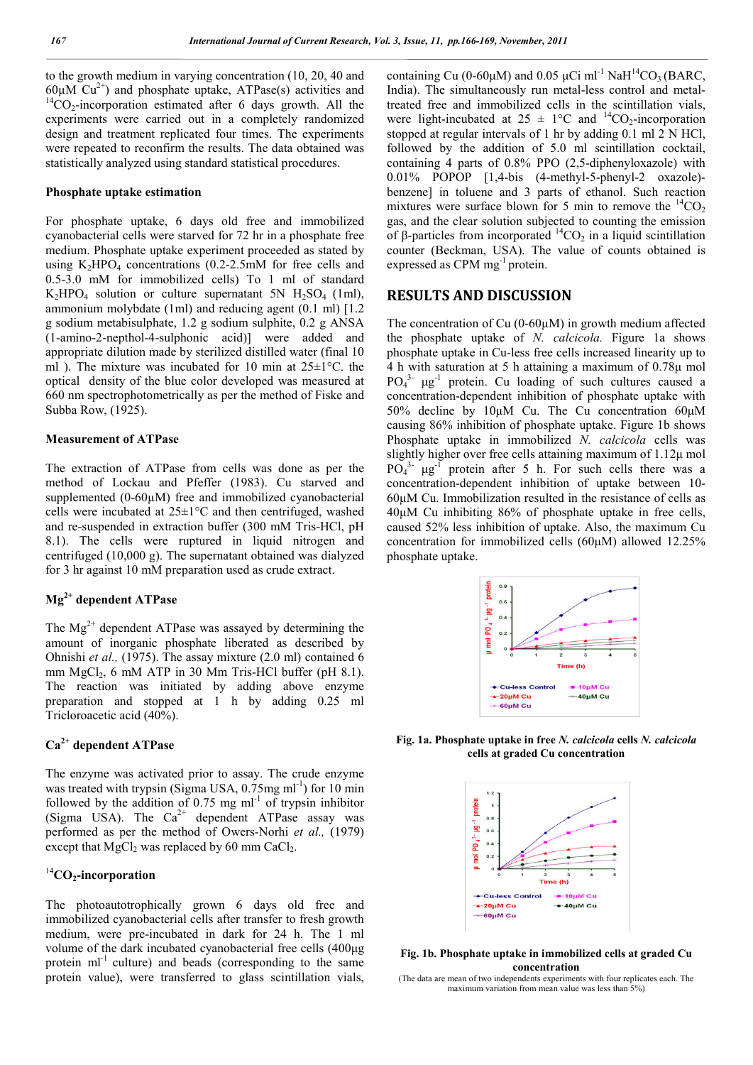to the growth medium in varying concentration (10, 20, 40 and 60µM $Cu^{2+}$) and phosphate uptake, ATPase(s) activities and $^{14}CO_2$-incorporation estimated after 6 days growth. All the experiments were carried out in a completely randomized design and treatment replicated four times. The experiments were repeated to reconfirm the results. The data obtained was statistically analyzed using standard statistical procedures.

### Phosphate uptake estimation

For phosphate uptake, 6 days old free and immobilized cyanobacterial cells were starved for 72 hr in a phosphate free medium. Phosphate uptake experiment proceeded as stated by using $K_2HPO_4$ concentrations (0.2-2.5mM for free cells and 0.5-3.0 mM for immobilized cells) To 1 ml of standard $K_2HPO_4$ solution or culture supernatant 5N $H_2SO_4$ (1ml), ammonium molybdate (1ml) and reducing agent (0.1 ml) [1.2 g sodium metabisulphate, 1.2 g sodium sulphite, 0.2 g ANSA (1-amino-2-nepthol-4-sulphonic acid)] were added and appropriate dilution made by sterilized distilled water (final 10 ml ). The mixture was incubated for 10 min at 25±1°C. the optical density of the blue color developed was measured at 660 nm spectrophotometrically as per the method of Fiske and Subba Row, (1925).

### Measurement of ATPase

The extraction of ATPase from cells was done as per the method of Lockau and Pfeffer (1983). Cu starved and supplemented (0-60µM) free and immobilized cyanobacterial cells were incubated at 25±1°C and then centrifuged, washed and re-suspended in extraction buffer (300 mM Tris-HCl, pH 8.1). The cells were ruptured in liquid nitrogen and centrifuged (10,000 g). The supernatant obtained was dialyzed for 3 hr against 10 mM preparation used as crude extract.

### $Mg^{2+}$ dependent ATPase

The $Mg^{2+}$ dependent ATPase was assayed by determining the amount of inorganic phosphate liberated as described by Ohnishi *et al.,* (1975). The assay mixture (2.0 ml) contained 6 mM $MgCl_2$, 6 mM ATP in 30 Mm Tris-HCl buffer (pH 8.1). The reaction was initiated by adding above enzyme preparation and stopped at 1 h by adding 0.25 ml Tricloroacetic acid (40%).

### $Ca^{2+}$ dependent ATPase

The enzyme was activated prior to assay. The crude enzyme was treated with trypsin (Sigma USA, 0.75mg $ml^{-1}$) for 10 min followed by the addition of 0.75 mg $ml^{-1}$ of trypsin inhibitor (Sigma USA). The $Ca^{2+}$ dependent ATPase assay was performed as per the method of Owers-Norhi *et al.,* (1979) except that $MgCl_2$ was replaced by 60 mm $CaCl_2$.

### $^{14}CO_2$-incorporation

The photoautotrophically grown 6 days old free and immobilized cyanobacterial cells after transfer to fresh growth medium, were pre-incubated in dark for 24 h. The 1 ml volume of the dark incubated cyanobacterial free cells (400µg protein $ml^{-1}$ culture) and beads (corresponding to the same protein value), were transferred to glass scintillation vials, containing Cu (0-60µM) and 0.05 µCi $ml^{-1}$ $NaH^{14}CO_3$ (BARC, India). The simultaneously run metal-less control and metal-treated free and immobilized cells in the scintillation vials, were light-incubated at 25 ± 1°C and $^{14}CO_2$-incorporation stopped at regular intervals of 1 hr by adding 0.1 ml 2 N HCl, followed by the addition of 5.0 ml scintillation cocktail, containing 4 parts of 0.8% PPO (2,5-diphenyloxazole) with 0.01% POPOP [1,4-bis (4-methyl-5-phenyl-2 oxazole)-benzene] in toluene and 3 parts of ethanol. Such reaction mixtures were surface blown for 5 min to remove the $^{14}CO_2$ gas, and the clear solution subjected to counting the emission of β-particles from incorporated $^{14}CO_2$ in a liquid scintillation counter (Beckman, USA). The value of counts obtained is expressed as CPM $mg^{-1}$ protein.

## RESULTS AND DISCUSSION

The concentration of Cu (0-60µM) in growth medium affected the phosphate uptake of *N. calcicola.* Figure 1a shows phosphate uptake in Cu-less free cells increased linearity up to 4 h with saturation at 5 h attaining a maximum of 0.78µ mol $PO_4^{3-}$ µg$^{-1}$ protein. Cu loading of such cultures caused a concentration-dependent inhibition of phosphate uptake with 50% decline by 10µM Cu. The Cu concentration 60µM causing 86% inhibition of phosphate uptake. Figure 1b shows Phosphate uptake in immobilized *N. calcicola* cells was slightly higher over free cells attaining maximum of 1.12µ mol $PO_4^{3-}$ µg$^{-1}$ protein after 5 h. For such cells there was a concentration-dependent inhibition of uptake between 10-60µM Cu. Immobilization resulted in the resistance of cells as 40µM Cu inhibiting 86% of phosphate uptake in free cells, caused 52% less inhibition of uptake. Also, the maximum Cu concentration for immobilized cells (60µM) allowed 12.25% phosphate uptake.

**Fig. 1a. Phosphate uptake in free *N. calcicola* cells *N. calcicola* cells at graded Cu concentration**

**Fig. 1b. Phosphate uptake in immobilized cells at graded Cu concentration**

(The data are mean of two independents experiments with four replicates each. The maximum variation from mean value was less than 5%)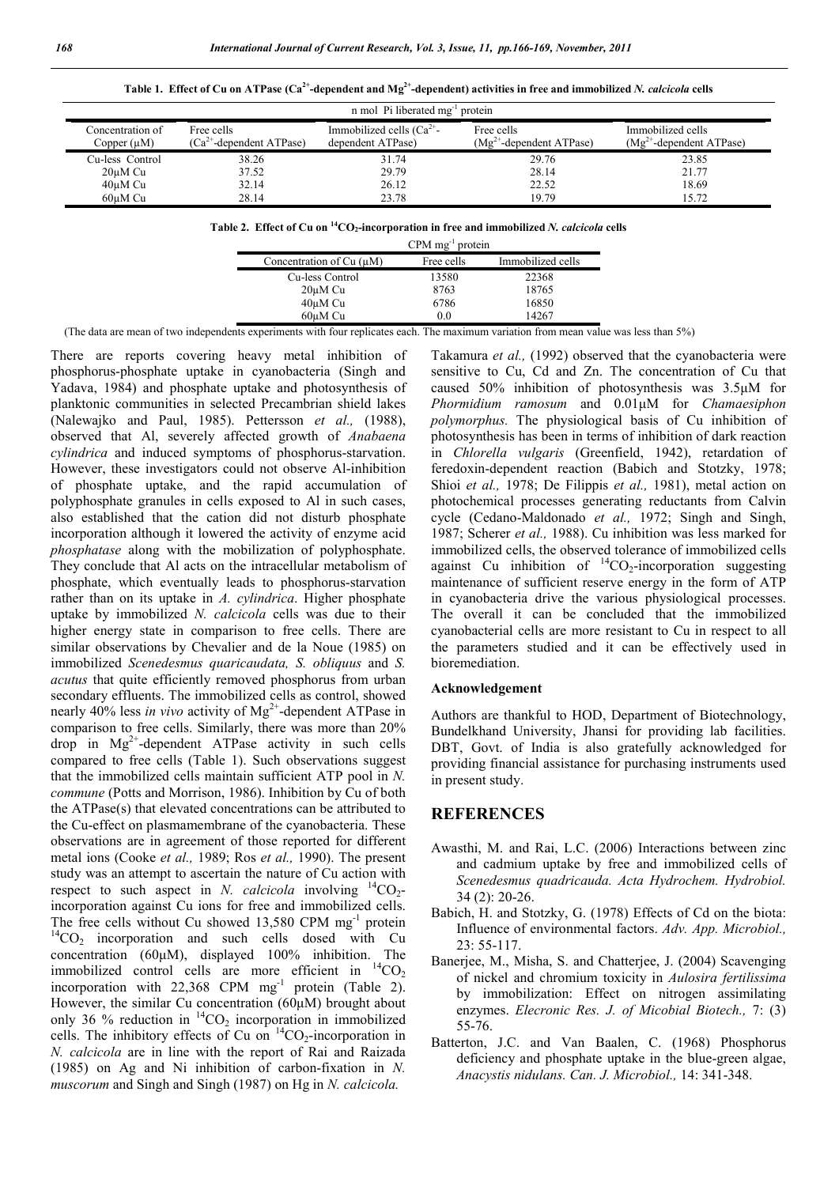**Table 1. Effect of Cu on ATPase ($Ca^{2+}$-dependent and $Mg^{2+}$-dependent) activities in free and immobilized *N. calcicola* cells**

| n mol Pi liberated $mg^{-1}$ protein | | | | |
|---|---|---|---|---|
| Concentration of Copper (µM) | Free cells ($Ca^{2+}$-dependent ATPase) | Immobilized cells ($Ca^{2+}$-dependent ATPase) | Free cells ($Mg^{2+}$-dependent ATPase) | Immobilized cells ($Mg^{2+}$-dependent ATPase) |
| Cu-less Control | 38.26 | 31.74 | 29.76 | 23.85 |
| 20µM Cu | 37.52 | 29.79 | 28.14 | 21.77 |
| 40µM Cu | 32.14 | 26.12 | 22.52 | 18.69 |
| 60µM Cu | 28.14 | 23.78 | 19.79 | 15.72 |

**Table 2. Effect of Cu on $^{14}CO_2$-incorporation in free and immobilized *N. calcicola* cells**

| CPM $mg^{-1}$ protein | | |
|---|---|---|
| Concentration of Cu (µM) | Free cells | Immobilized cells |
| Cu-less Control | 13580 | 22368 |
| 20µM Cu | 8763 | 18765 |
| 40µM Cu | 6786 | 16850 |
| 60µM Cu | 0.0 | 14267 |

(The data are mean of two independents experiments with four replicates each. The maximum variation from mean value was less than 5%)

There are reports covering heavy metal inhibition of phosphorus-phosphate uptake in cyanobacteria (Singh and Yadava, 1984) and phosphate uptake and photosynthesis of planktonic communities in selected Precambrian shield lakes (Nalewajko and Paul, 1985). Pettersson *et al.,* (1988), observed that Al, severely affected growth of *Anabaena cylindrica* and induced symptoms of phosphorus-starvation. However, these investigators could not observe Al-inhibition of phosphate uptake, and the rapid accumulation of polyphosphate granules in cells exposed to Al in such cases, also established that the cation did not disturb phosphate incorporation although it lowered the activity of enzyme acid *phosphatase* along with the mobilization of polyphosphate. They conclude that Al acts on the intracellular metabolism of phosphate, which eventually leads to phosphorus-starvation rather than on its uptake in *A. cylindrica*. Higher phosphate uptake by immobilized *N. calcicola* cells was due to their higher energy state in comparison to free cells. There are similar observations by Chevalier and de la Noue (1985) on immobilized *Scenedesmus quaricaudata, S. obliquus* and *S. acutus* that quite efficiently removed phosphorus from urban secondary effluents. The immobilized cells as control, showed nearly 40% less *in vivo* activity of $Mg^{2+}$-dependent ATPase in comparison to free cells. Similarly, there was more than 20% drop in $Mg^{2+}$-dependent ATPase activity in such cells compared to free cells (Table 1). Such observations suggest that the immobilized cells maintain sufficient ATP pool in *N. commune* (Potts and Morrison, 1986). Inhibition by Cu of both the ATPase(s) that elevated concentrations can be attributed to the Cu-effect on plasmamembrane of the cyanobacteria. These observations are in agreement of those reported for different metal ions (Cooke *et al.,* 1989; Ros *et al.,* 1990). The present study was an attempt to ascertain the nature of Cu action with respect to such aspect in *N. calcicola* involving $^{14}CO_2$-incorporation against Cu ions for free and immobilized cells. The free cells without Cu showed 13,580 CPM $mg^{-1}$ protein $^{14}CO_2$ incorporation and such cells dosed with Cu concentration (60µM), displayed 100% inhibition. The immobilized control cells are more efficient in $^{14}CO_2$ incorporation with 22,368 CPM $mg^{-1}$ protein (Table 2). However, the similar Cu concentration (60µM) brought about only 36 % reduction in $^{14}CO_2$ incorporation in immobilized cells. The inhibitory effects of Cu on $^{14}CO_2$-incorporation in *N. calcicola* are in line with the report of Rai and Raizada (1985) on Ag and Ni inhibition of carbon-fixation in *N. muscorum* and Singh and Singh (1987) on Hg in *N. calcicola.*

Takamura *et al.,* (1992) observed that the cyanobacteria were sensitive to Cu, Cd and Zn. The concentration of Cu that caused 50% inhibition of photosynthesis was 3.5µM for *Phormidium ramosum* and 0.01µM for *Chamaesiphon polymorphus.* The physiological basis of Cu inhibition of photosynthesis has been in terms of inhibition of dark reaction in *Chlorella vulgaris* (Greenfield, 1942), retardation of feredoxin-dependent reaction (Babich and Stotzky, 1978; Shioi *et al.,* 1978; De Filippis *et al.,* 1981), metal action on photochemical processes generating reductants from Calvin cycle (Cedano-Maldonado *et al.,* 1972; Singh and Singh, 1987; Scherer *et al.,* 1988). Cu inhibition was less marked for immobilized cells, the observed tolerance of immobilized cells against Cu inhibition of $^{14}CO_2$-incorporation suggesting maintenance of sufficient reserve energy in the form of ATP in cyanobacteria drive the various physiological processes. The overall it can be concluded that the immobilized cyanobacterial cells are more resistant to Cu in respect to all the parameters studied and it can be effectively used in bioremediation.

### Acknowledgement

Authors are thankful to HOD, Department of Biotechnology, Bundelkhand University, Jhansi for providing lab facilities. DBT, Govt. of India is also gratefully acknowledged for providing financial assistance for purchasing instruments used in present study.

## REFERENCES

- Awasthi, M. and Rai, L.C. (2006) Interactions between zinc and cadmium uptake by free and immobilized cells of *Scenedesmus quadricauda. Acta Hydrochem. Hydrobiol.* 34 (2): 20-26.
- Babich, H. and Stotzky, G. (1978) Effects of Cd on the biota: Influence of environmental factors. *Adv. App. Microbiol.,* 23: 55-117.
- Banerjee, M., Misha, S. and Chatterjee, J. (2004) Scavenging of nickel and chromium toxicity in *Aulosira fertilissima* by immobilization: Effect on nitrogen assimilating enzymes. *Elecronic Res. J. of Micobial Biotech.,* 7: (3) 55-76.
- Batterton, J.C. and Van Baalen, C. (1968) Phosphorus deficiency and phosphate uptake in the blue-green algae, *Anacystis nidulans. Can. J. Microbiol.,* 14: 341-348.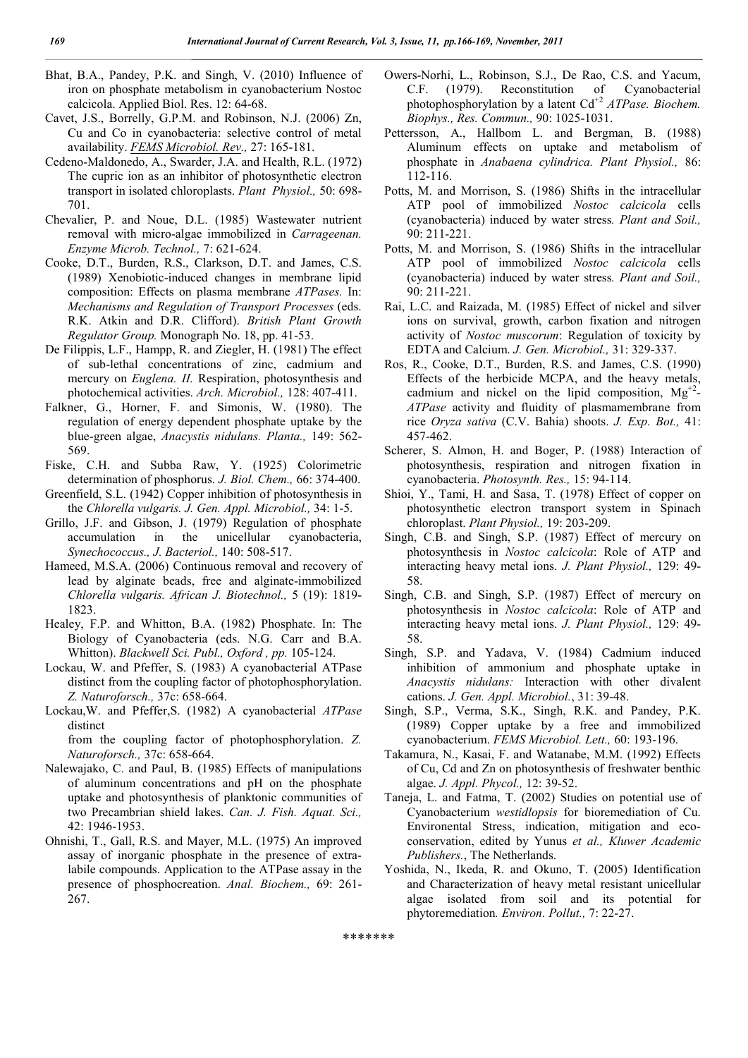Bhat, B.A., Pandey, P.K. and Singh, V. (2010) Influence of iron on phosphate metabolism in cyanobacterium Nostoc calcicola. Applied Biol. Res. 12: 64-68.

Cavet, J.S., Borrelly, G.P.M. and Robinson, N.J. (2006) Zn, Cu and Co in cyanobacteria: selective control of metal availability. *FEMS Microbiol. Rev.,* 27: 165-181.

Cedeno-Maldonedo, A., Swarder, J.A. and Health, R.L. (1972) The cupric ion as an inhibitor of photosynthetic electron transport in isolated chloroplasts. *Plant Physiol.,* 50: 698-701.

Chevalier, P. and Noue, D.L. (1985) Wastewater nutrient removal with micro-algae immobilized in *Carrageenan. Enzyme Microb. Technol.,* 7: 621-624.

Cooke, D.T., Burden, R.S., Clarkson, D.T. and James, C.S. (1989) Xenobiotic-induced changes in membrane lipid composition: Effects on plasma membrane *ATPases.* In: *Mechanisms and Regulation of Transport Processes* (eds. R.K. Atkin and D.R. Clifford). *British Plant Growth Regulator Group.* Monograph No. 18, pp. 41-53.

De Filippis, L.F., Hampp, R. and Ziegler, H. (1981) The effect of sub-lethal concentrations of zinc, cadmium and mercury on *Euglena. II.* Respiration, photosynthesis and photochemical activities. *Arch. Microbiol.,* 128: 407-411.

Falkner, G., Horner, F. and Simonis, W. (1980). The regulation of energy dependent phosphate uptake by the blue-green algae, *Anacystis nidulans. Planta.,* 149: 562-569.

Fiske, C.H. and Subba Raw, Y. (1925) Colorimetric determination of phosphorus. *J. Biol. Chem.,* 66: 374-400.

Greenfield, S.L. (1942) Copper inhibition of photosynthesis in the *Chlorella vulgaris. J. Gen. Appl. Microbiol.,* 34: 1-5.

Grillo, J.F. and Gibson, J. (1979) Regulation of phosphate accumulation in the unicellular cyanobacteria, *Synechococcus., J. Bacteriol.,* 140: 508-517.

Hameed, M.S.A. (2006) Continuous removal and recovery of lead by alginate beads, free and alginate-immobilized *Chlorella vulgaris. African J. Biotechnol.,* 5 (19): 1819-1823.

Healey, F.P. and Whitton, B.A. (1982) Phosphate. In: The Biology of Cyanobacteria (eds. N.G. Carr and B.A. Whitton). *Blackwell Sci. Publ., Oxford , pp.* 105-124.

Lockau, W. and Pfeffer, S. (1983) A cyanobacterial ATPase distinct from the coupling factor of photophosphorylation. *Z. Naturforsch.,* 37c: 658-664.

Lockau,W. and Pfeffer,S. (1982) A cyanobacterial *ATPase* distinct
from the coupling factor of photophosphorylation. *Z. Naturforsch.,* 37c: 658-664.

Nalewajako, C. and Paul, B. (1985) Effects of manipulations of aluminum concentrations and pH on the phosphate uptake and photosynthesis of planktonic communities of two Precambrian shield lakes. *Can. J. Fish. Aquat. Sci.,* 42: 1946-1953.

Ohnishi, T., Gall, R.S. and Mayer, M.L. (1975) An improved assay of inorganic phosphate in the presence of extra-labile compounds. Application to the ATPase assay in the presence of phosphocreation. *Anal. Biochem.,* 69: 261-267.

Owers-Norhi, L., Robinson, S.J., De Rao, C.S. and Yacum, C.F. (1979). Reconstitution of Cyanobacterial photophosphorylation by a latent $Cd^{+2}$ *ATPase. Biochem. Biophys., Res. Commun.,* 90: 1025-1031.

Pettersson, A., Hallbom L. and Bergman, B. (1988) Aluminum effects on uptake and metabolism of phosphate in *Anabaena cylindrica. Plant Physiol.,* 86: 112-116.

Potts, M. and Morrison, S. (1986) Shifts in the intracellular ATP pool of immobilized *Nostoc calcicola* cells (cyanobacteria) induced by water stress*. Plant and Soil.,* 90: 211-221.

Potts, M. and Morrison, S. (1986) Shifts in the intracellular ATP pool of immobilized *Nostoc calcicola* cells (cyanobacteria) induced by water stress*. Plant and Soil.,* 90: 211-221.

Rai, L.C. and Raizada, M. (1985) Effect of nickel and silver ions on survival, growth, carbon fixation and nitrogen activity of *Nostoc muscorum*: Regulation of toxicity by EDTA and Calcium*. J. Gen. Microbiol.,* 31: 329-337.

Ros, R., Cooke, D.T., Burden, R.S. and James, C.S. (1990) Effects of the herbicide MCPA, and the heavy metals, cadmium and nickel on the lipid composition, $Mg^{+2}$-*ATPase* activity and fluidity of plasmamembrane from rice *Oryza sativa* (C.V. Bahia) shoots. *J. Exp. Bot.,* 41: 457-462.

Scherer, S. Almon, H. and Boger, P. (1988) Interaction of photosynthesis, respiration and nitrogen fixation in cyanobacteria. *Photosynth. Res.,* 15: 94-114.

Shioi, Y., Tami, H. and Sasa, T. (1978) Effect of copper on photosynthetic electron transport system in Spinach chloroplast. *Plant Physiol.,* 19: 203-209.

Singh, C.B. and Singh, S.P. (1987) Effect of mercury on photosynthesis in *Nostoc calcicola*: Role of ATP and interacting heavy metal ions. *J. Plant Physiol.,* 129: 49-58.

Singh, C.B. and Singh, S.P. (1987) Effect of mercury on photosynthesis in *Nostoc calcicola*: Role of ATP and interacting heavy metal ions. *J. Plant Physiol.,* 129: 49-58.

Singh, S.P. and Yadava, V. (1984) Cadmium induced inhibition of ammonium and phosphate uptake in *Anacystis nidulans:* Interaction with other divalent cations. *J. Gen. Appl. Microbiol.*, 31: 39-48.

Singh, S.P., Verma, S.K., Singh, R.K. and Pandey, P.K. (1989) Copper uptake by a free and immobilized cyanobacterium. *FEMS Microbiol. Lett.,* 60: 193-196.

Takamura, N., Kasai, F. and Watanabe, M.M. (1992) Effects of Cu, Cd and Zn on photosynthesis of freshwater benthic algae. *J. Appl. Phycol.,* 12: 39-52.

Taneja, L. and Fatma, T. (2002) Studies on potential use of Cyanobacterium *westidlopsis* for bioremediation of Cu. Environental Stress, indication, mitigation and eco-conservation, edited by Yunus *et al., Kluwer Academic Publishers.*, The Netherlands.

Yoshida, N., Ikeda, R. and Okuno, T. (2005) Identification and Characterization of heavy metal resistant unicellular algae isolated from soil and its potential for phytoremediation*. Environ. Pollut.,* 7: 22-27.

\*\*\*\*\*\*\*